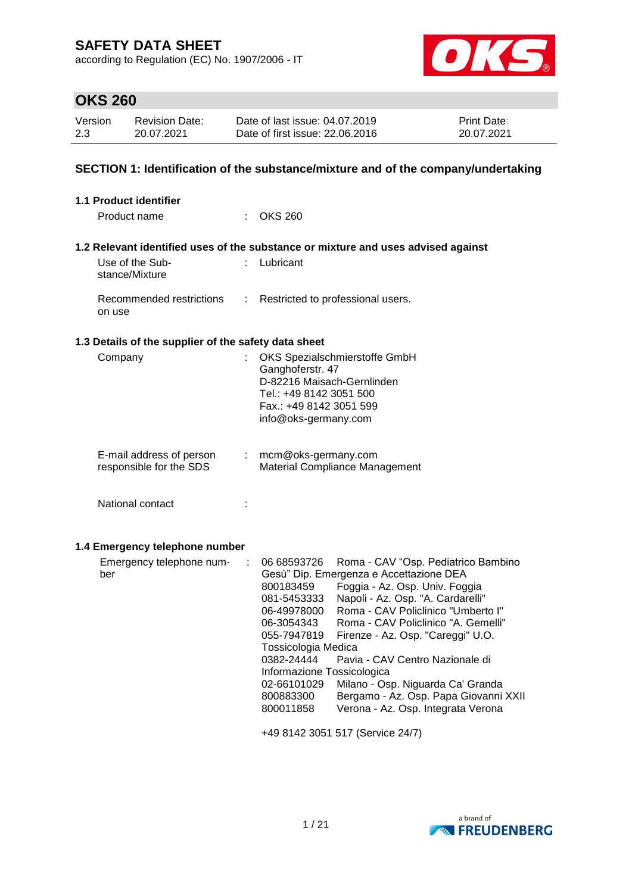# SAFETY DATA SHEET

according to Regulation (EC) No. 1907/2006 - IT

## OKS 260

| Version | Revision Date: | Date of last issue: 04.07.2019 | Print Date: |
|---|---|---|---|
| 2.3 | 20.07.2021 | Date of first issue: 22.06.2016 | 20.07.2021 |

## SECTION 1: Identification of the substance/mixture and of the company/undertaking

### 1.1 Product identifier

Product name : OKS 260

### 1.2 Relevant identified uses of the substance or mixture and uses advised against

Use of the Substance/Mixture : Lubricant

Recommended restrictions on use : Restricted to professional users.

### 1.3 Details of the supplier of the safety data sheet

Company : OKS Spezialschmierstoffe GmbH
Ganghoferstr. 47
D-82216 Maisach-Gernlinden
Tel.: +49 8142 3051 500
Fax.: +49 8142 3051 599
info@oks-germany.com

E-mail address of person responsible for the SDS : mcm@oks-germany.com
Material Compliance Management

National contact :

### 1.4 Emergency telephone number

Emergency telephone number :
06 68593726 Roma - CAV "Osp. Pediatrico Bambino Gesù" Dip. Emergenza e Accettazione DEA
800183459 Foggia - Az. Osp. Univ. Foggia
081-5453333 Napoli - Az. Osp. "A. Cardarelli"
06-49978000 Roma - CAV Policlinico "Umberto I"
06-3054343 Roma - CAV Policlinico "A. Gemelli"
055-7947819 Firenze - Az. Osp. "Careggi" U.O. Tossicologia Medica
0382-24444 Pavia - CAV Centro Nazionale di Informazione Tossicologica
02-66101029 Milano - Osp. Niguarda Ca' Granda
800883300 Bergamo - Az. Osp. Papa Giovanni XXII
800011858 Verona - Az. Osp. Integrata Verona

+49 8142 3051 517 (Service 24/7)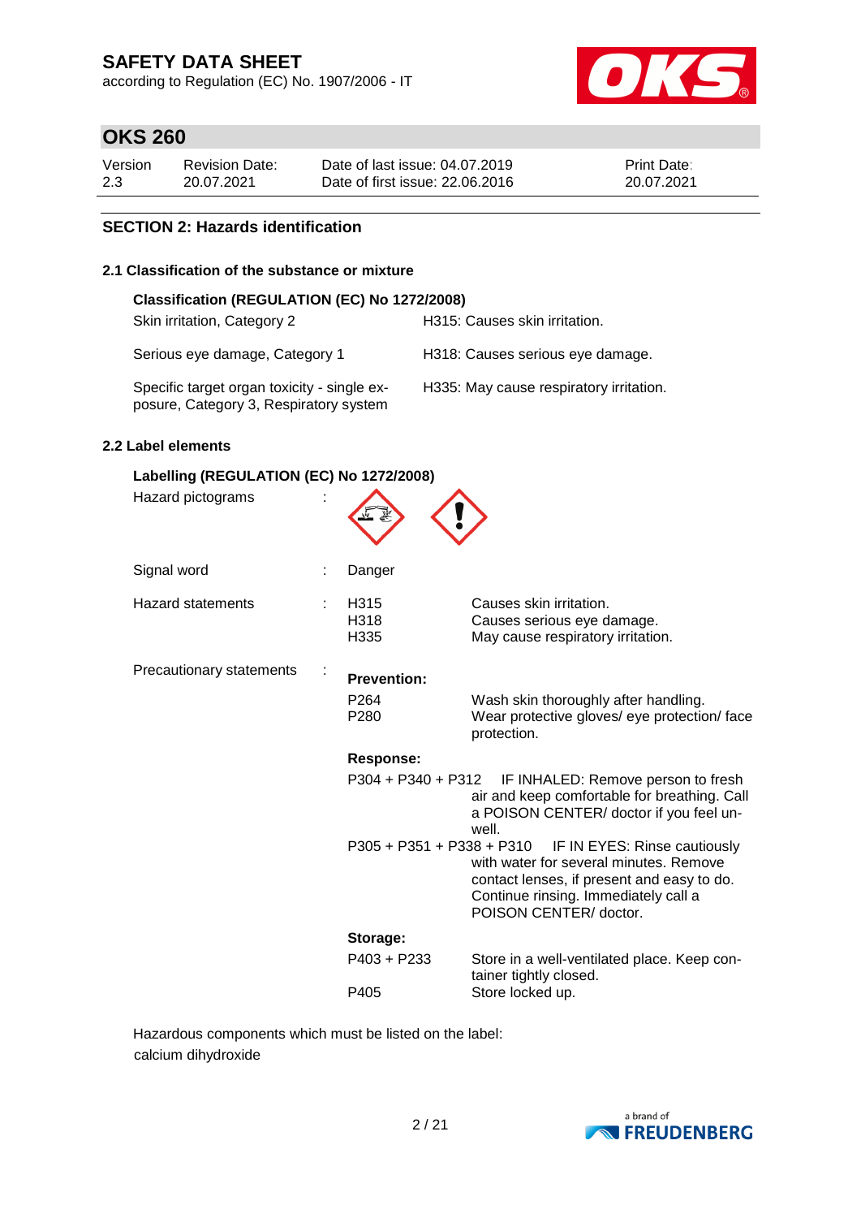## SECTION 2: Hazards identification

### 2.1 Classification of the substance or mixture

**Classification (REGULATION (EC) No 1272/2008)**

| | |
|---|---|
| Skin irritation, Category 2 | H315: Causes skin irritation. |
| Serious eye damage, Category 1 | H318: Causes serious eye damage. |
| Specific target organ toxicity - single exposure, Category 3, Respiratory system | H335: May cause respiratory irritation. |

### 2.2 Label elements

**Labelling (REGULATION (EC) No 1272/2008)**

Hazard pictograms :

Signal word : Danger

Hazard statements :

| | |
|---|---|
| H315 | Causes skin irritation. |
| H318 | Causes serious eye damage. |
| H335 | May cause respiratory irritation. |

Precautionary statements :

**Prevention:**

| | |
|---|---|
| P264 | Wash skin thoroughly after handling. |
| P280 | Wear protective gloves/ eye protection/ face protection. |

**Response:**

| | |
|---|---|
| P304 + P340 + P312 | IF INHALED: Remove person to fresh air and keep comfortable for breathing. Call a POISON CENTER/ doctor if you feel unwell. |
| P305 + P351 + P338 + P310 | IF IN EYES: Rinse cautiously with water for several minutes. Remove contact lenses, if present and easy to do. Continue rinsing. Immediately call a POISON CENTER/ doctor. |

**Storage:**

| | |
|---|---|
| P403 + P233 | Store in a well-ventilated place. Keep container tightly closed. |
| P405 | Store locked up. |

Hazardous components which must be listed on the label:
calcium dihydroxide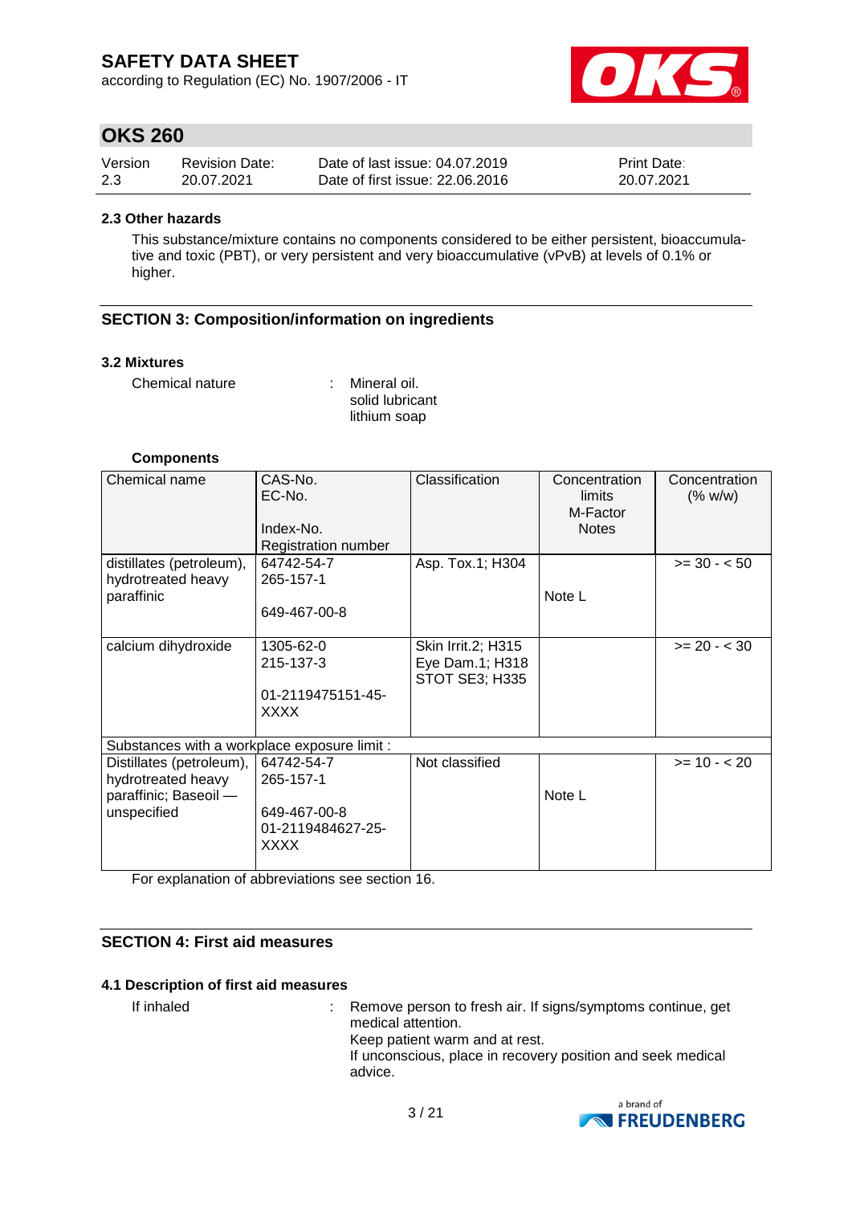### 2.3 Other hazards

This substance/mixture contains no components considered to be either persistent, bioaccumulative and toxic (PBT), or very persistent and very bioaccumulative (vPvB) at levels of 0.1% or higher.

## SECTION 3: Composition/information on ingredients

### 3.2 Mixtures

Chemical nature : Mineral oil.
solid lubricant
lithium soap

**Components**

| Chemical name | CAS-No.<br>EC-No.<br><br>Index-No.<br>Registration number | Classification | Concentration limits<br>M-Factor<br>Notes | Concentration (% w/w) |
|---|---|---|---|---|
| distillates (petroleum), hydrotreated heavy paraffinic | 64742-54-7<br>265-157-1<br><br>649-467-00-8 | Asp. Tox.1; H304 | Note L | >= 30 - < 50 |
| calcium dihydroxide | 1305-62-0<br>215-137-3<br><br>01-2119475151-45-XXXX | Skin Irrit.2; H315<br>Eye Dam.1; H318<br>STOT SE3; H335 | | >= 20 - < 30 |
| Substances with a workplace exposure limit : | | | | |
| Distillates (petroleum), hydrotreated heavy paraffinic; Baseoil — unspecified | 64742-54-7<br>265-157-1<br><br>649-467-00-8<br>01-2119484627-25-XXXX | Not classified | Note L | >= 10 - < 20 |

For explanation of abbreviations see section 16.

## SECTION 4: First aid measures

### 4.1 Description of first aid measures

If inhaled : Remove person to fresh air. If signs/symptoms continue, get medical attention.
Keep patient warm and at rest.
If unconscious, place in recovery position and seek medical advice.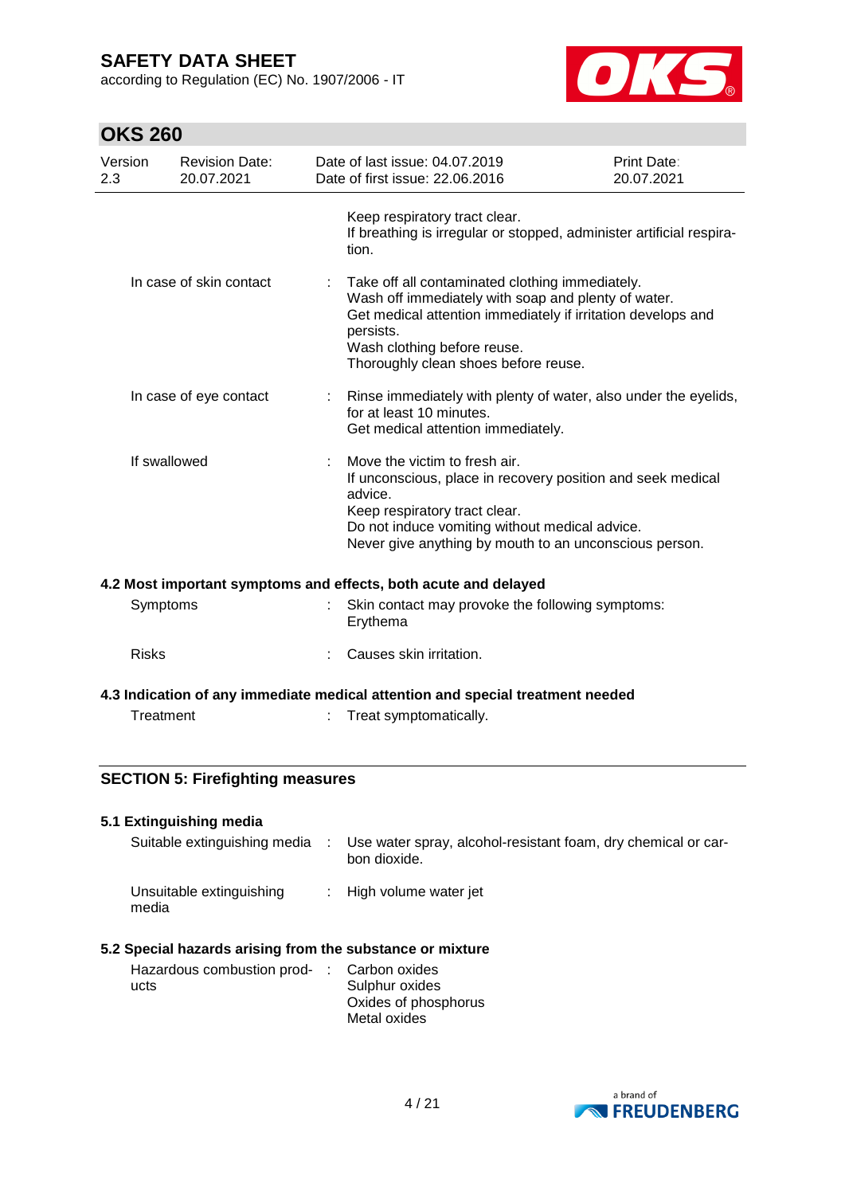Keep respiratory tract clear.
If breathing is irregular or stopped, administer artificial respiration.

| | | |
|---|---|---|
| In case of skin contact | : | Take off all contaminated clothing immediately.<br>Wash off immediately with soap and plenty of water.<br>Get medical attention immediately if irritation develops and persists.<br>Wash clothing before reuse.<br>Thoroughly clean shoes before reuse. |
| In case of eye contact | : | Rinse immediately with plenty of water, also under the eyelids, for at least 10 minutes.<br>Get medical attention immediately. |
| If swallowed | : | Move the victim to fresh air.<br>If unconscious, place in recovery position and seek medical advice.<br>Keep respiratory tract clear.<br>Do not induce vomiting without medical advice.<br>Never give anything by mouth to an unconscious person. |

### 4.2 Most important symptoms and effects, both acute and delayed

| | | |
|---|---|---|
| Symptoms | : | Skin contact may provoke the following symptoms:<br>Erythema |
| Risks | : | Causes skin irritation. |

### 4.3 Indication of any immediate medical attention and special treatment needed

| | | |
|---|---|---|
| Treatment | : | Treat symptomatically. |

## SECTION 5: Firefighting measures

### 5.1 Extinguishing media

| | | |
|---|---|---|
| Suitable extinguishing media | : | Use water spray, alcohol-resistant foam, dry chemical or carbon dioxide. |
| Unsuitable extinguishing media | : | High volume water jet |

### 5.2 Special hazards arising from the substance or mixture

| | | |
|---|---|---|
| Hazardous combustion products | : | Carbon oxides<br>Sulphur oxides<br>Oxides of phosphorus<br>Metal oxides |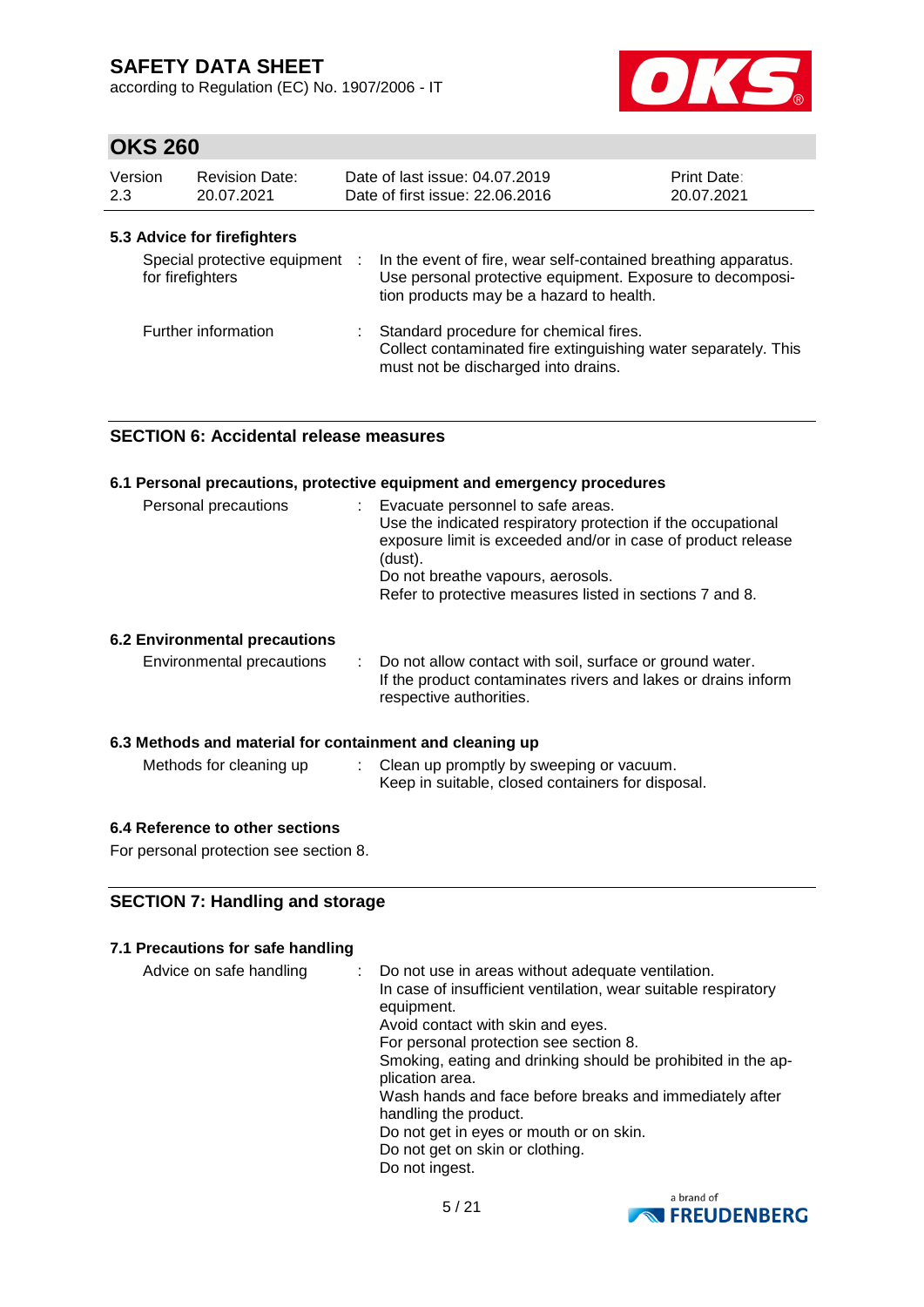### 5.3 Advice for firefighters

| | |
|---|---|
| Special protective equipment for firefighters | : In the event of fire, wear self-contained breathing apparatus. Use personal protective equipment. Exposure to decomposition products may be a hazard to health. |
| Further information | : Standard procedure for chemical fires. Collect contaminated fire extinguishing water separately. This must not be discharged into drains. |

## SECTION 6: Accidental release measures

### 6.1 Personal precautions, protective equipment and emergency procedures

| | |
|---|---|
| Personal precautions | : Evacuate personnel to safe areas.<br>Use the indicated respiratory protection if the occupational exposure limit is exceeded and/or in case of product release (dust).<br>Do not breathe vapours, aerosols.<br>Refer to protective measures listed in sections 7 and 8. |

### 6.2 Environmental precautions

| | |
|---|---|
| Environmental precautions | : Do not allow contact with soil, surface or ground water.<br>If the product contaminates rivers and lakes or drains inform respective authorities. |

### 6.3 Methods and material for containment and cleaning up

| | |
|---|---|
| Methods for cleaning up | : Clean up promptly by sweeping or vacuum.<br>Keep in suitable, closed containers for disposal. |

### 6.4 Reference to other sections

For personal protection see section 8.

## SECTION 7: Handling and storage

### 7.1 Precautions for safe handling

| | |
|---|---|
| Advice on safe handling | : Do not use in areas without adequate ventilation.<br>In case of insufficient ventilation, wear suitable respiratory equipment.<br>Avoid contact with skin and eyes.<br>For personal protection see section 8.<br>Smoking, eating and drinking should be prohibited in the application area.<br>Wash hands and face before breaks and immediately after handling the product.<br>Do not get in eyes or mouth or on skin.<br>Do not get on skin or clothing.<br>Do not ingest. |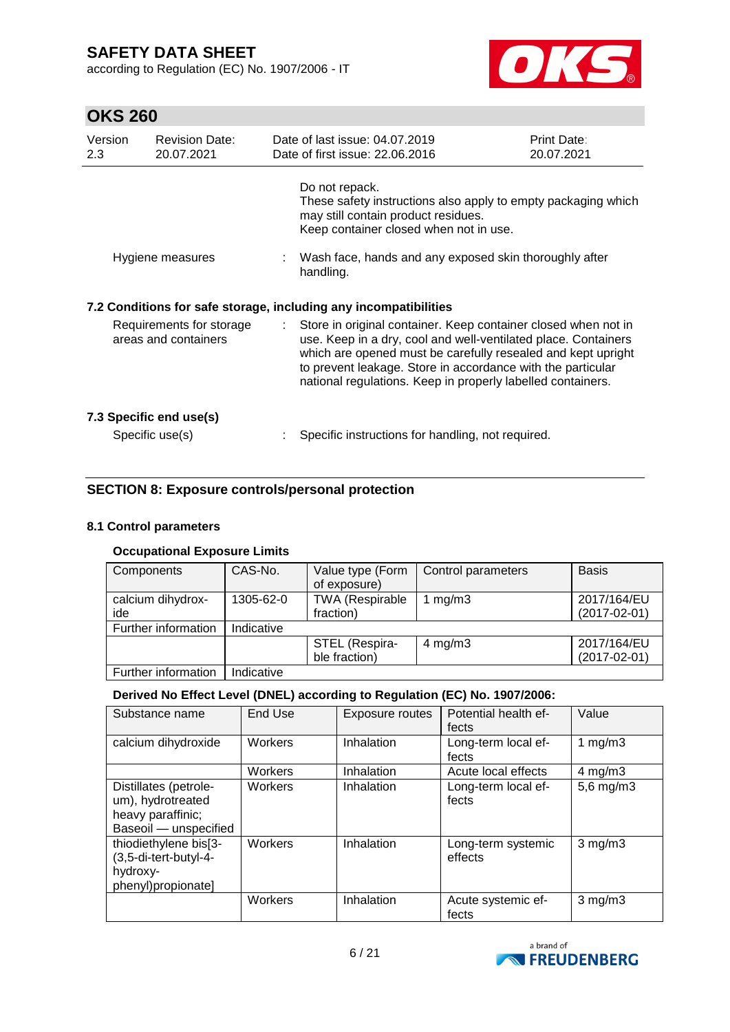| | | | |
|---|---|---|---|
| | | | Do not repack.<br>These safety instructions also apply to empty packaging which may still contain product residues.<br>Keep container closed when not in use. |
| Hygiene measures | | : | Wash face, hands and any exposed skin thoroughly after handling. |

### 7.2 Conditions for safe storage, including any incompatibilities

| | | |
|---|---|---|
| Requirements for storage areas and containers | : | Store in original container. Keep container closed when not in use. Keep in a dry, cool and well-ventilated place. Containers which are opened must be carefully resealed and kept upright to prevent leakage. Store in accordance with the particular national regulations. Keep in properly labelled containers. |

### 7.3 Specific end use(s)

| | | |
|---|---|---|
| Specific use(s) | : | Specific instructions for handling, not required. |

## SECTION 8: Exposure controls/personal protection

### 8.1 Control parameters

**Occupational Exposure Limits**

| Components | CAS-No. | Value type (Form of exposure) | Control parameters | Basis |
|---|---|---|---|---|
| calcium dihydroxide | 1305-62-0 | TWA (Respirable fraction) | 1 mg/m3 | 2017/164/EU (2017-02-01) |
| Further information | Indicative | | | |
| | | STEL (Respirable fraction) | 4 mg/m3 | 2017/164/EU (2017-02-01) |
| Further information | Indicative | | | |

**Derived No Effect Level (DNEL) according to Regulation (EC) No. 1907/2006:**

| Substance name | End Use | Exposure routes | Potential health effects | Value |
|---|---|---|---|---|
| calcium dihydroxide | Workers | Inhalation | Long-term local effects | 1 mg/m3 |
| | Workers | Inhalation | Acute local effects | 4 mg/m3 |
| Distillates (petroleum), hydrotreated heavy paraffinic; Baseoil — unspecified | Workers | Inhalation | Long-term local effects | 5,6 mg/m3 |
| thiodiethylene bis[3-(3,5-di-tert-butyl-4-hydroxy-phenyl)propionate] | Workers | Inhalation | Long-term systemic effects | 3 mg/m3 |
| | Workers | Inhalation | Acute systemic effects | 3 mg/m3 |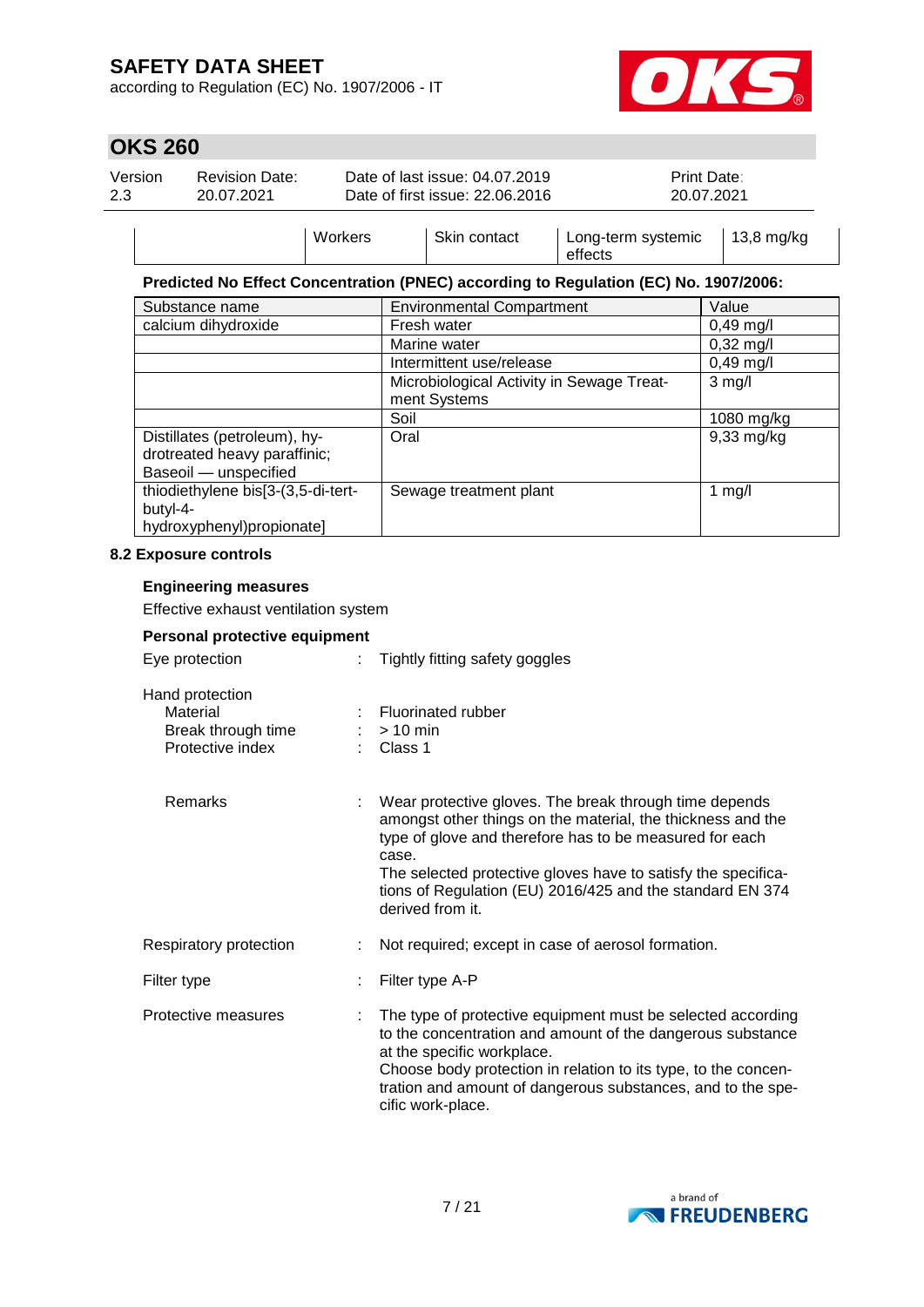| | Workers | Skin contact | Long-term systemic effects | 13,8 mg/kg |
|---|---|---|---|---|

**Predicted No Effect Concentration (PNEC) according to Regulation (EC) No. 1907/2006:**

| Substance name | Environmental Compartment | Value |
|---|---|---|
| calcium dihydroxide | Fresh water | 0,49 mg/l |
| | Marine water | 0,32 mg/l |
| | Intermittent use/release | 0,49 mg/l |
| | Microbiological Activity in Sewage Treatment Systems | 3 mg/l |
| | Soil | 1080 mg/kg |
| Distillates (petroleum), hydrotreated heavy paraffinic; Baseoil — unspecified | Oral | 9,33 mg/kg |
| thiodiethylene bis[3-(3,5-di-tert-butyl-4-hydroxyphenyl)propionate] | Sewage treatment plant | 1 mg/l |

### 8.2 Exposure controls

**Engineering measures**

Effective exhaust ventilation system

**Personal protective equipment**

Eye protection : Tightly fitting safety goggles

Hand protection
- Material : Fluorinated rubber
- Break through time : > 10 min
- Protective index : Class 1

Remarks : Wear protective gloves. The break through time depends amongst other things on the material, the thickness and the type of glove and therefore has to be measured for each case.
The selected protective gloves have to satisfy the specifications of Regulation (EU) 2016/425 and the standard EN 374 derived from it.

Respiratory protection : Not required; except in case of aerosol formation.

Filter type : Filter type A-P

Protective measures : The type of protective equipment must be selected according to the concentration and amount of the dangerous substance at the specific workplace.
Choose body protection in relation to its type, to the concentration and amount of dangerous substances, and to the specific work-place.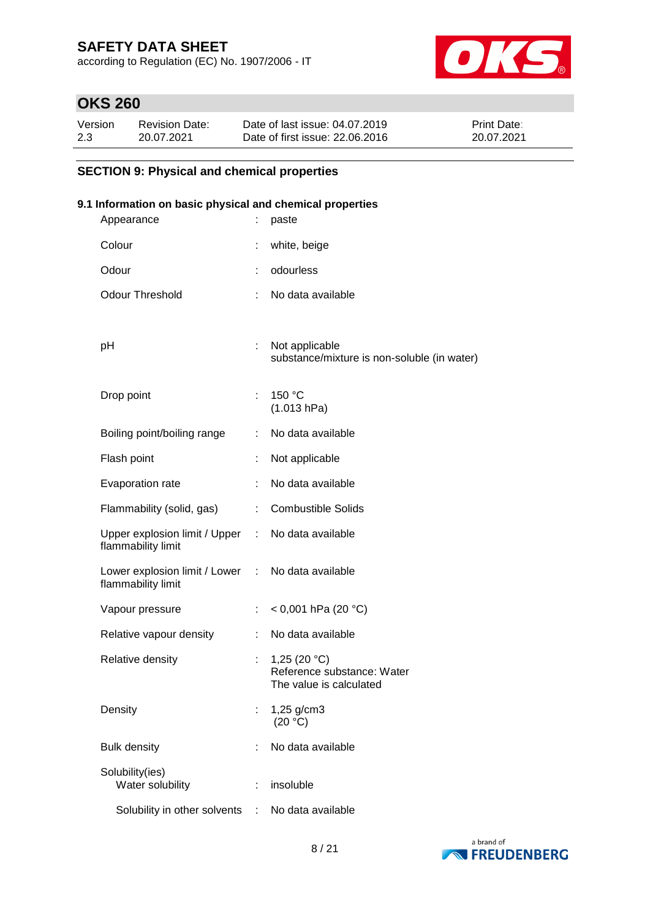## SECTION 9: Physical and chemical properties

### 9.1 Information on basic physical and chemical properties

| Property | | Value |
|---|---|---|
| Appearance | : | paste |
| Colour | : | white, beige |
| Odour | : | odourless |
| Odour Threshold | : | No data available |
| pH | : | Not applicable<br>substance/mixture is non-soluble (in water) |
| Drop point | : | 150 °C<br>(1.013 hPa) |
| Boiling point/boiling range | : | No data available |
| Flash point | : | Not applicable |
| Evaporation rate | : | No data available |
| Flammability (solid, gas) | : | Combustible Solids |
| Upper explosion limit / Upper flammability limit | : | No data available |
| Lower explosion limit / Lower flammability limit | : | No data available |
| Vapour pressure | : | < 0,001 hPa (20 °C) |
| Relative vapour density | : | No data available |
| Relative density | : | 1,25 (20 °C)<br>Reference substance: Water<br>The value is calculated |
| Density | : | 1,25 g/cm3<br>(20 °C) |
| Bulk density | : | No data available |
| Solubility(ies) | | |
| Water solubility | : | insoluble |
| Solubility in other solvents | : | No data available |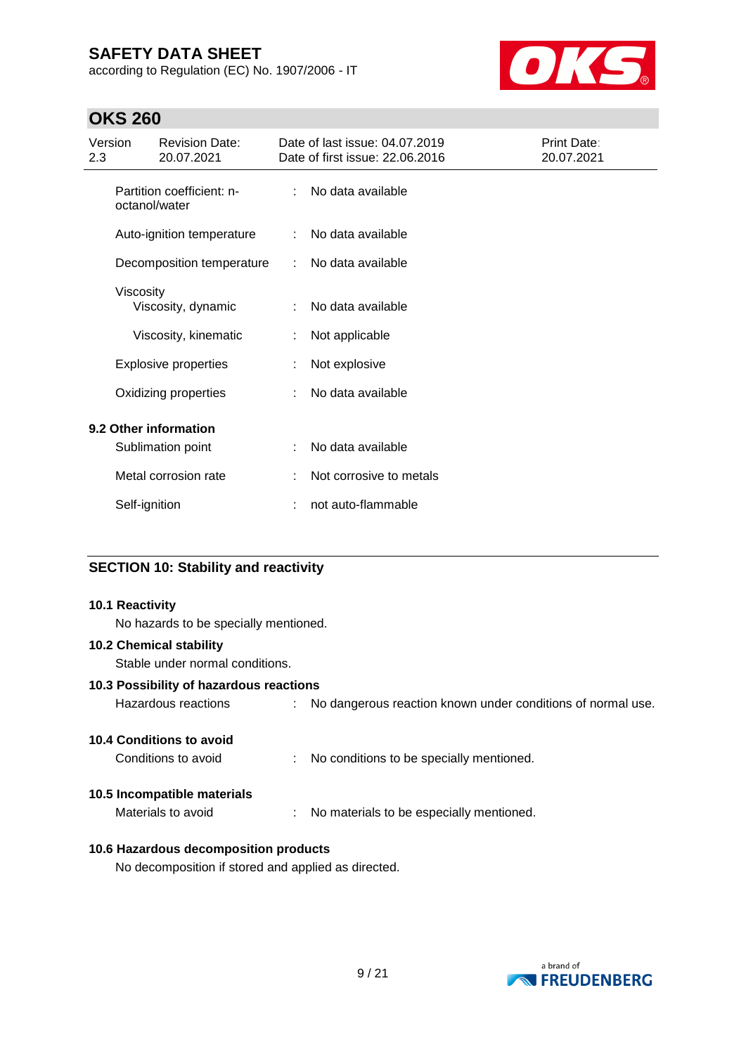| | | |
|---|---|---|
| Partition coefficient: n-octanol/water | : | No data available |
| Auto-ignition temperature | : | No data available |
| Decomposition temperature | : | No data available |
| Viscosity | | |
| Viscosity, dynamic | : | No data available |
| Viscosity, kinematic | : | Not applicable |
| Explosive properties | : | Not explosive |
| Oxidizing properties | : | No data available |

**9.2 Other information**

| | | |
|---|---|---|
| Sublimation point | : | No data available |
| Metal corrosion rate | : | Not corrosive to metals |
| Self-ignition | : | not auto-flammable |

## SECTION 10: Stability and reactivity

**10.1 Reactivity**

No hazards to be specially mentioned.

**10.2 Chemical stability**

Stable under normal conditions.

**10.3 Possibility of hazardous reactions**

Hazardous reactions : No dangerous reaction known under conditions of normal use.

**10.4 Conditions to avoid**

Conditions to avoid : No conditions to be specially mentioned.

**10.5 Incompatible materials**

Materials to avoid : No materials to be especially mentioned.

**10.6 Hazardous decomposition products**

No decomposition if stored and applied as directed.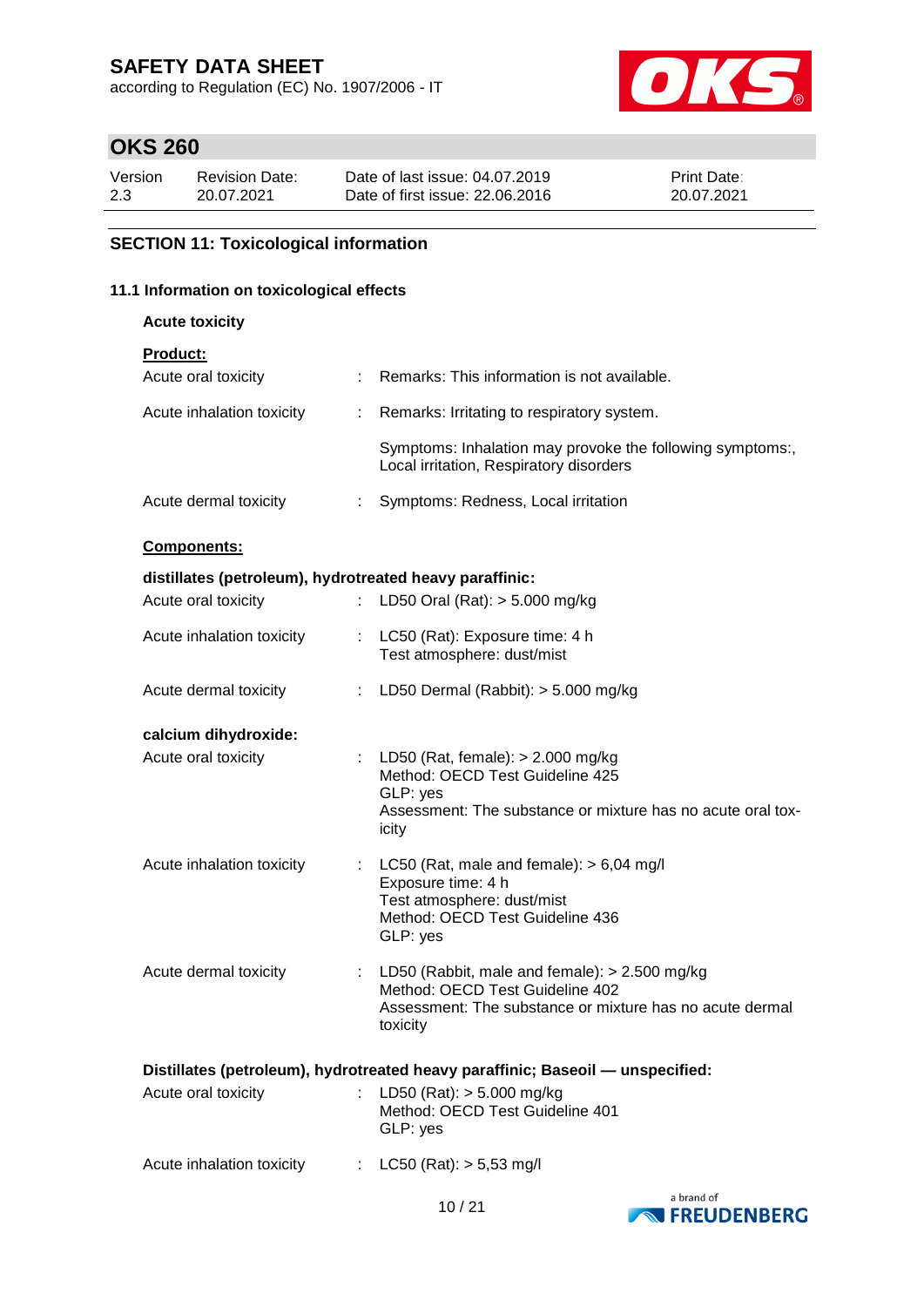## SECTION 11: Toxicological information

### 11.1 Information on toxicological effects

**Acute toxicity**

**Product:**

| | | |
|---|---|---|
| Acute oral toxicity | : | Remarks: This information is not available. |
| Acute inhalation toxicity | : | Remarks: Irritating to respiratory system.<br><br>Symptoms: Inhalation may provoke the following symptoms:, Local irritation, Respiratory disorders |
| Acute dermal toxicity | : | Symptoms: Redness, Local irritation |

**Components:**

**distillates (petroleum), hydrotreated heavy paraffinic:**

| | | |
|---|---|---|
| Acute oral toxicity | : | LD50 Oral (Rat): > 5.000 mg/kg |
| Acute inhalation toxicity | : | LC50 (Rat): Exposure time: 4 h<br>Test atmosphere: dust/mist |
| Acute dermal toxicity | : | LD50 Dermal (Rabbit): > 5.000 mg/kg |

**calcium dihydroxide:**

| | | |
|---|---|---|
| Acute oral toxicity | : | LD50 (Rat, female): > 2.000 mg/kg<br>Method: OECD Test Guideline 425<br>GLP: yes<br>Assessment: The substance or mixture has no acute oral toxicity |
| Acute inhalation toxicity | : | LC50 (Rat, male and female): > 6,04 mg/l<br>Exposure time: 4 h<br>Test atmosphere: dust/mist<br>Method: OECD Test Guideline 436<br>GLP: yes |
| Acute dermal toxicity | : | LD50 (Rabbit, male and female): > 2.500 mg/kg<br>Method: OECD Test Guideline 402<br>Assessment: The substance or mixture has no acute dermal toxicity |

**Distillates (petroleum), hydrotreated heavy paraffinic; Baseoil — unspecified:**

| | | |
|---|---|---|
| Acute oral toxicity | : | LD50 (Rat): > 5.000 mg/kg<br>Method: OECD Test Guideline 401<br>GLP: yes |
| Acute inhalation toxicity | : | LC50 (Rat): > 5,53 mg/l |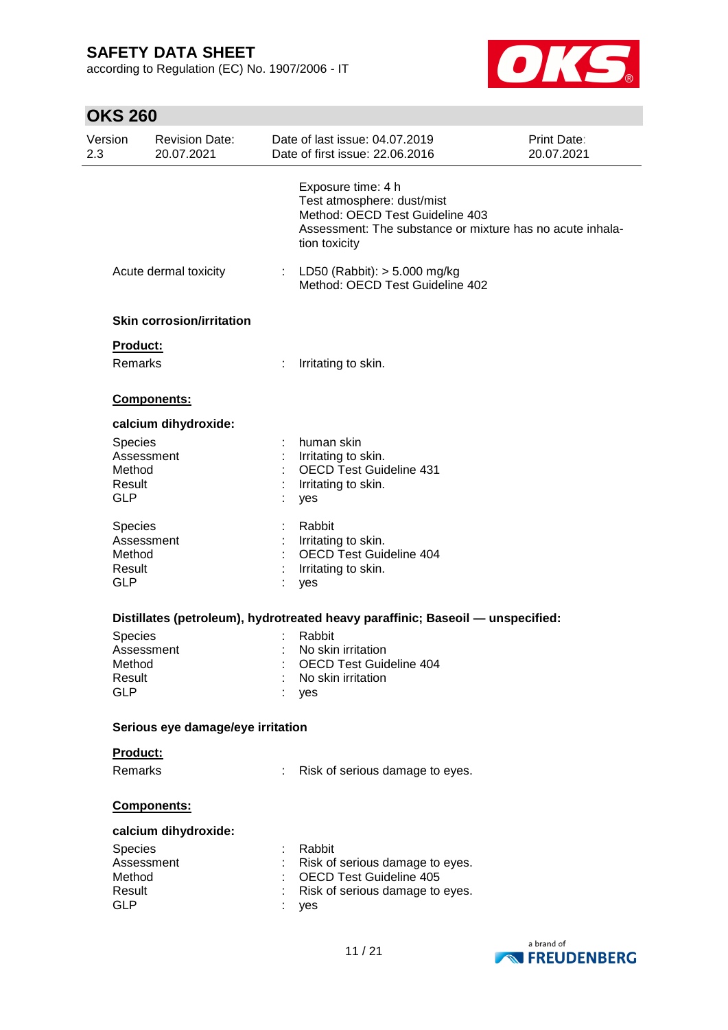Exposure time: 4 h
Test atmosphere: dust/mist
Method: OECD Test Guideline 403
Assessment: The substance or mixture has no acute inhalation toxicity

Acute dermal toxicity : LD50 (Rabbit): > 5.000 mg/kg
Method: OECD Test Guideline 402

**Skin corrosion/irritation**

**Product:**

Remarks : Irritating to skin.

**Components:**

**calcium dihydroxide:**

| | | |
|---|---|---|
| Species | : | human skin |
| Assessment | : | Irritating to skin. |
| Method | : | OECD Test Guideline 431 |
| Result | : | Irritating to skin. |
| GLP | : | yes |

| | | |
|---|---|---|
| Species | : | Rabbit |
| Assessment | : | Irritating to skin. |
| Method | : | OECD Test Guideline 404 |
| Result | : | Irritating to skin. |
| GLP | : | yes |

**Distillates (petroleum), hydrotreated heavy paraffinic; Baseoil — unspecified:**

| | | |
|---|---|---|
| Species | : | Rabbit |
| Assessment | : | No skin irritation |
| Method | : | OECD Test Guideline 404 |
| Result | : | No skin irritation |
| GLP | : | yes |

**Serious eye damage/eye irritation**

**Product:**

Remarks : Risk of serious damage to eyes.

**Components:**

**calcium dihydroxide:**

| | | |
|---|---|---|
| Species | : | Rabbit |
| Assessment | : | Risk of serious damage to eyes. |
| Method | : | OECD Test Guideline 405 |
| Result | : | Risk of serious damage to eyes. |
| GLP | : | yes |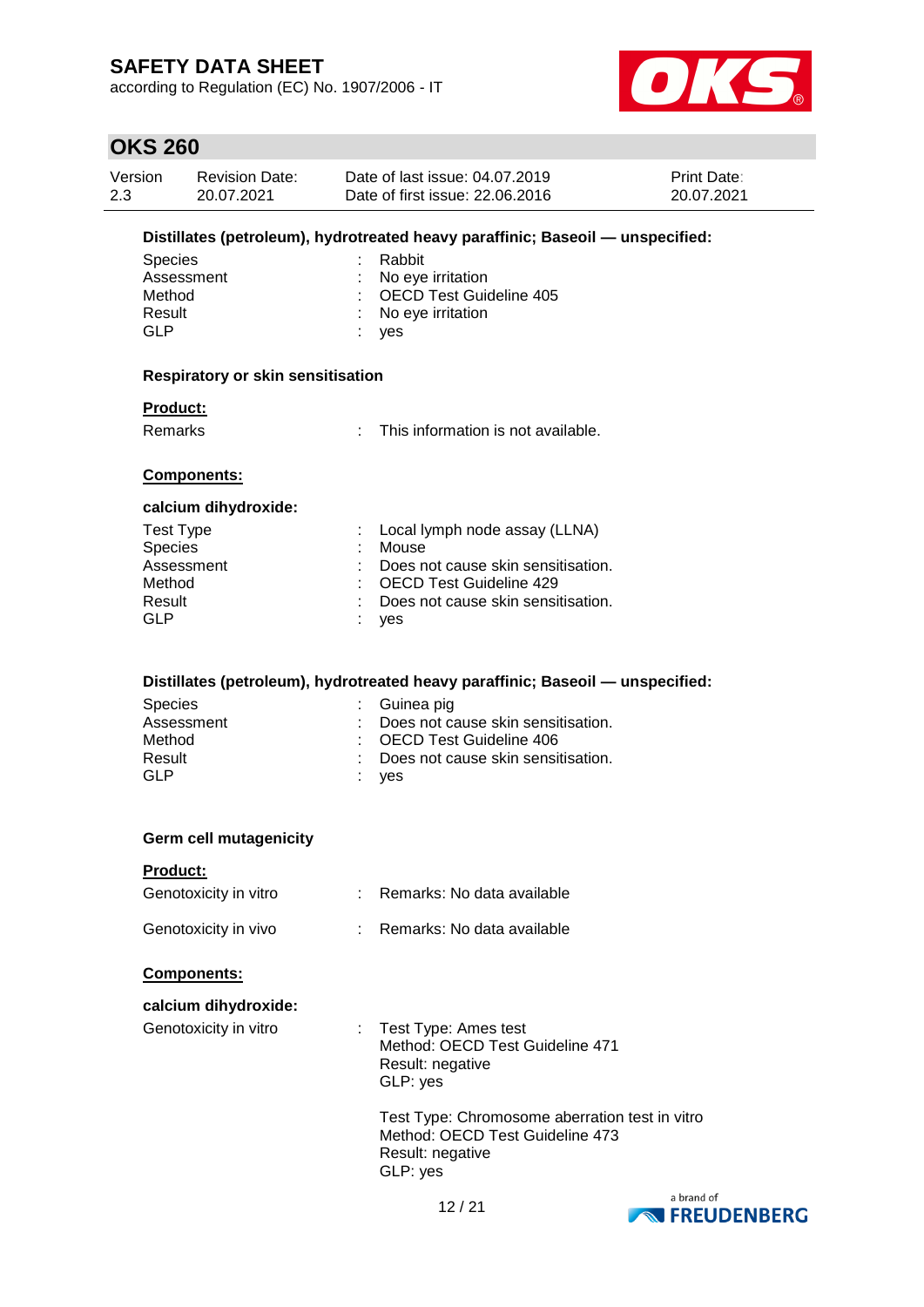**Distillates (petroleum), hydrotreated heavy paraffinic; Baseoil — unspecified:**

| | | |
|---|---|---|
| Species | : | Rabbit |
| Assessment | : | No eye irritation |
| Method | : | OECD Test Guideline 405 |
| Result | : | No eye irritation |
| GLP | : | yes |

**Respiratory or skin sensitisation**

**Product:**

| | | |
|---|---|---|
| Remarks | : | This information is not available. |

**Components:**

**calcium dihydroxide:**

| | | |
|---|---|---|
| Test Type | : | Local lymph node assay (LLNA) |
| Species | : | Mouse |
| Assessment | : | Does not cause skin sensitisation. |
| Method | : | OECD Test Guideline 429 |
| Result | : | Does not cause skin sensitisation. |
| GLP | : | yes |

**Distillates (petroleum), hydrotreated heavy paraffinic; Baseoil — unspecified:**

| | | |
|---|---|---|
| Species | : | Guinea pig |
| Assessment | : | Does not cause skin sensitisation. |
| Method | : | OECD Test Guideline 406 |
| Result | : | Does not cause skin sensitisation. |
| GLP | : | yes |

**Germ cell mutagenicity**

**Product:**

| | | |
|---|---|---|
| Genotoxicity in vitro | : | Remarks: No data available |
| Genotoxicity in vivo | : | Remarks: No data available |

**Components:**

**calcium dihydroxide:**

Genotoxicity in vitro :

Test Type: Ames test
Method: OECD Test Guideline 471
Result: negative
GLP: yes

Test Type: Chromosome aberration test in vitro
Method: OECD Test Guideline 473
Result: negative
GLP: yes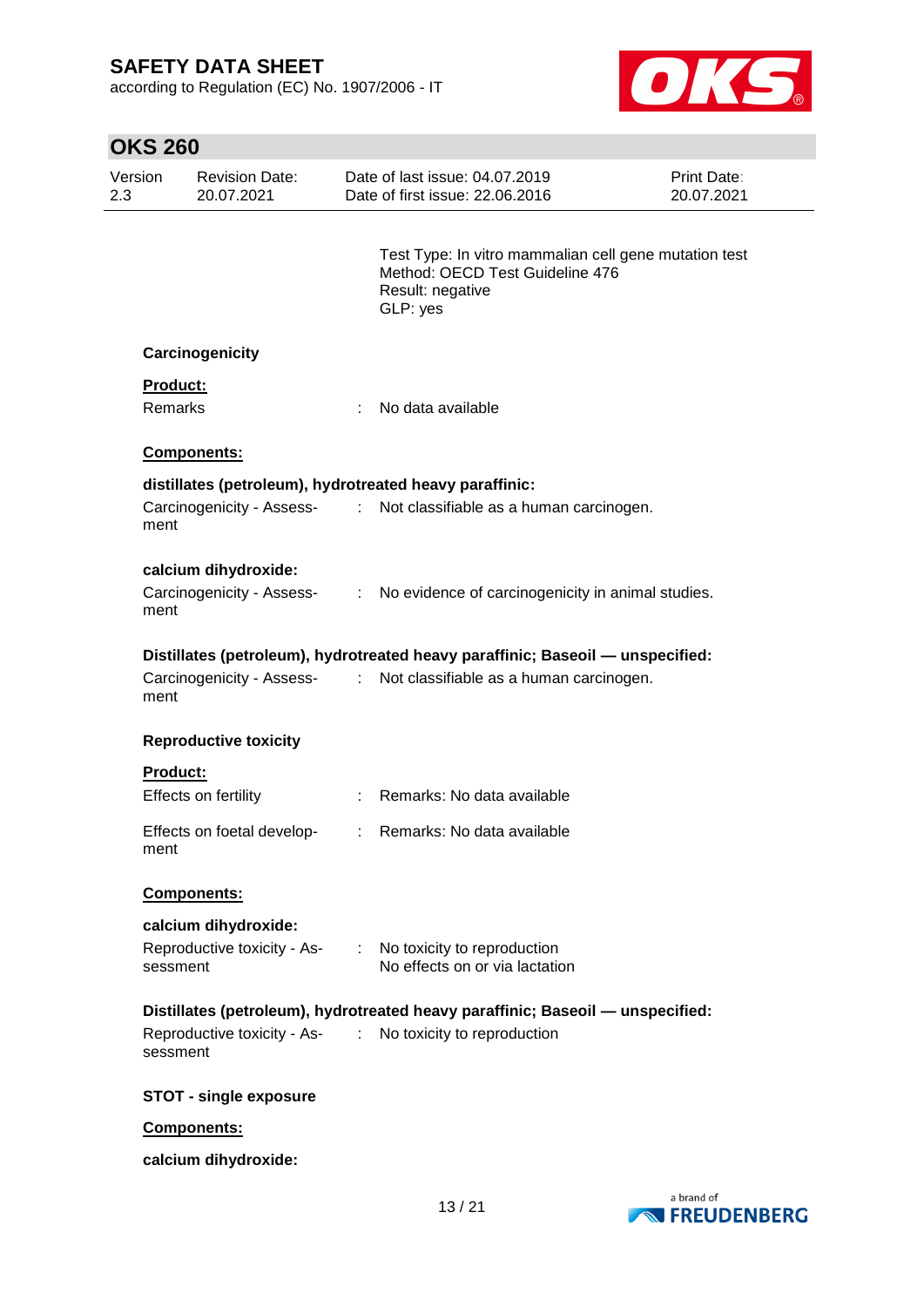Test Type: In vitro mammalian cell gene mutation test
Method: OECD Test Guideline 476
Result: negative
GLP: yes

### Carcinogenicity

**Product:**

Remarks : No data available

**Components:**

**distillates (petroleum), hydrotreated heavy paraffinic:**

Carcinogenicity - Assessment : Not classifiable as a human carcinogen.

**calcium dihydroxide:**

Carcinogenicity - Assessment : No evidence of carcinogenicity in animal studies.

**Distillates (petroleum), hydrotreated heavy paraffinic; Baseoil — unspecified:**

Carcinogenicity - Assessment : Not classifiable as a human carcinogen.

### Reproductive toxicity

**Product:**

Effects on fertility : Remarks: No data available

Effects on foetal development : Remarks: No data available

**Components:**

**calcium dihydroxide:**

Reproductive toxicity - Assessment : No toxicity to reproduction
No effects on or via lactation

**Distillates (petroleum), hydrotreated heavy paraffinic; Baseoil — unspecified:**

Reproductive toxicity - Assessment : No toxicity to reproduction

### STOT - single exposure

**Components:**

**calcium dihydroxide:**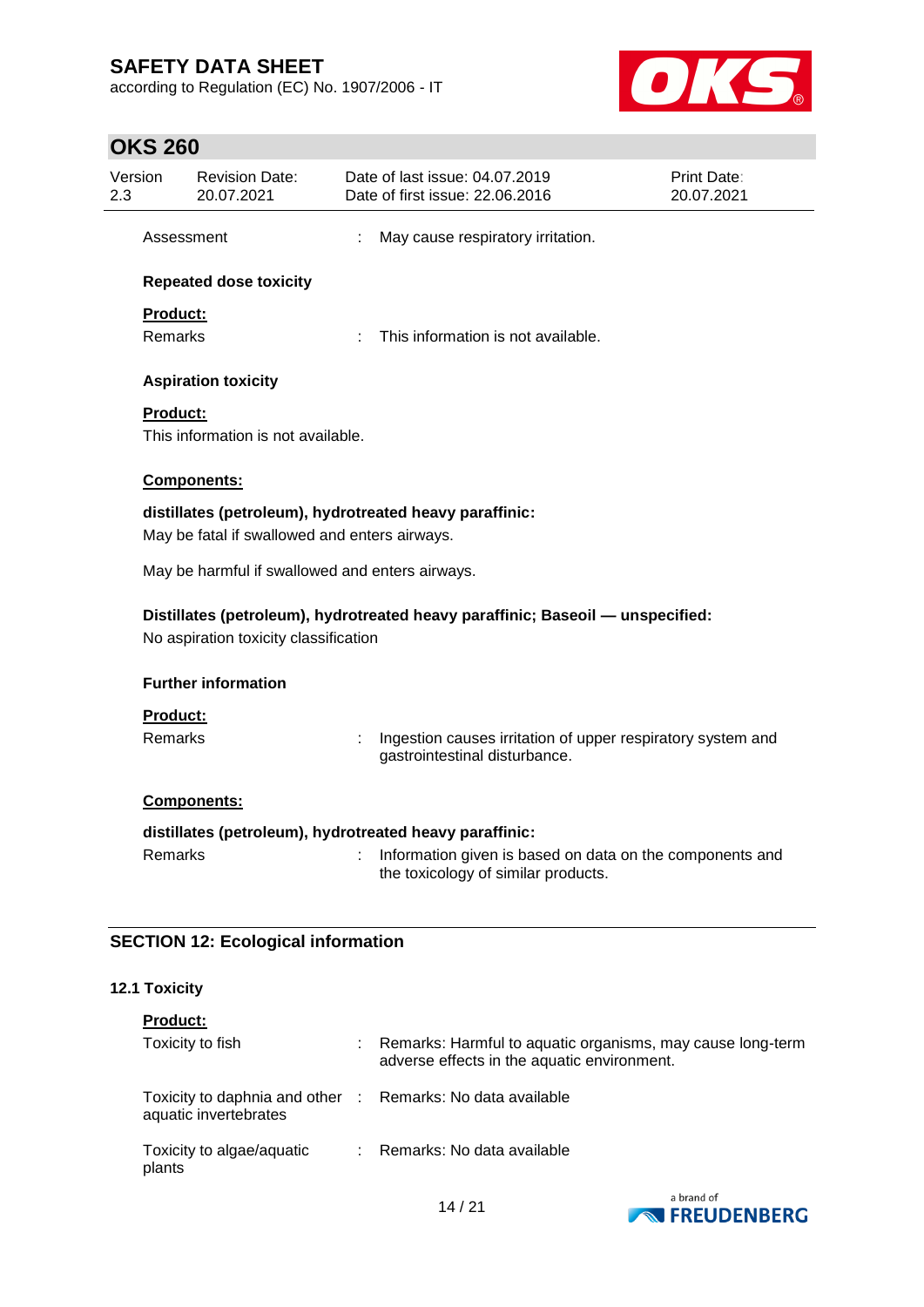Assessment : May cause respiratory irritation.

**Repeated dose toxicity**

**Product:**

Remarks : This information is not available.

**Aspiration toxicity**

**Product:**

This information is not available.

**Components:**

**distillates (petroleum), hydrotreated heavy paraffinic:**

May be fatal if swallowed and enters airways.

May be harmful if swallowed and enters airways.

**Distillates (petroleum), hydrotreated heavy paraffinic; Baseoil — unspecified:**

No aspiration toxicity classification

**Further information**

**Product:**

Remarks : Ingestion causes irritation of upper respiratory system and gastrointestinal disturbance.

**Components:**

**distillates (petroleum), hydrotreated heavy paraffinic:**

Remarks : Information given is based on data on the components and the toxicology of similar products.

## SECTION 12: Ecological information

### 12.1 Toxicity

**Product:**

Toxicity to fish : Remarks: Harmful to aquatic organisms, may cause long-term adverse effects in the aquatic environment.

Toxicity to daphnia and other aquatic invertebrates : Remarks: No data available

Toxicity to algae/aquatic plants : Remarks: No data available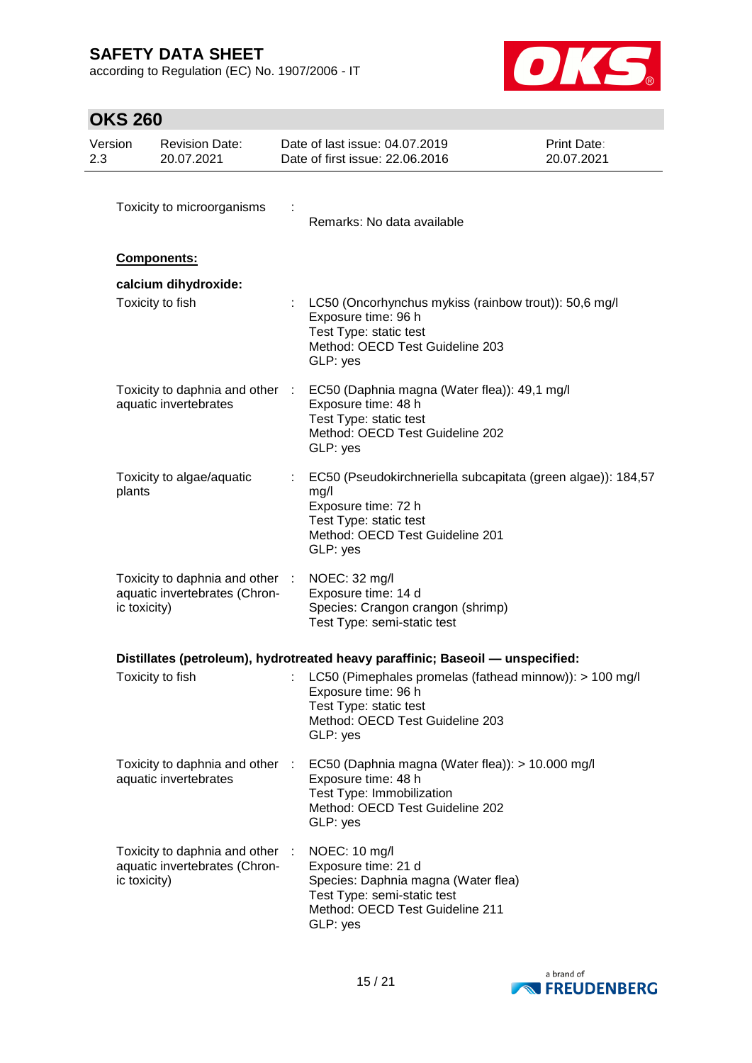Toxicity to microorganisms : Remarks: No data available

**Components:**

**calcium dihydroxide:**

Toxicity to fish : LC50 (Oncorhynchus mykiss (rainbow trout)): 50,6 mg/l
Exposure time: 96 h
Test Type: static test
Method: OECD Test Guideline 203
GLP: yes

Toxicity to daphnia and other aquatic invertebrates : EC50 (Daphnia magna (Water flea)): 49,1 mg/l
Exposure time: 48 h
Test Type: static test
Method: OECD Test Guideline 202
GLP: yes

Toxicity to algae/aquatic plants : EC50 (Pseudokirchneriella subcapitata (green algae)): 184,57 mg/l
Exposure time: 72 h
Test Type: static test
Method: OECD Test Guideline 201
GLP: yes

Toxicity to daphnia and other aquatic invertebrates (Chronic toxicity) : NOEC: 32 mg/l
Exposure time: 14 d
Species: Crangon crangon (shrimp)
Test Type: semi-static test

**Distillates (petroleum), hydrotreated heavy paraffinic; Baseoil — unspecified:**

Toxicity to fish : LC50 (Pimephales promelas (fathead minnow)): > 100 mg/l
Exposure time: 96 h
Test Type: static test
Method: OECD Test Guideline 203
GLP: yes

Toxicity to daphnia and other aquatic invertebrates : EC50 (Daphnia magna (Water flea)): > 10.000 mg/l
Exposure time: 48 h
Test Type: Immobilization
Method: OECD Test Guideline 202
GLP: yes

Toxicity to daphnia and other aquatic invertebrates (Chronic toxicity) : NOEC: 10 mg/l
Exposure time: 21 d
Species: Daphnia magna (Water flea)
Test Type: semi-static test
Method: OECD Test Guideline 211
GLP: yes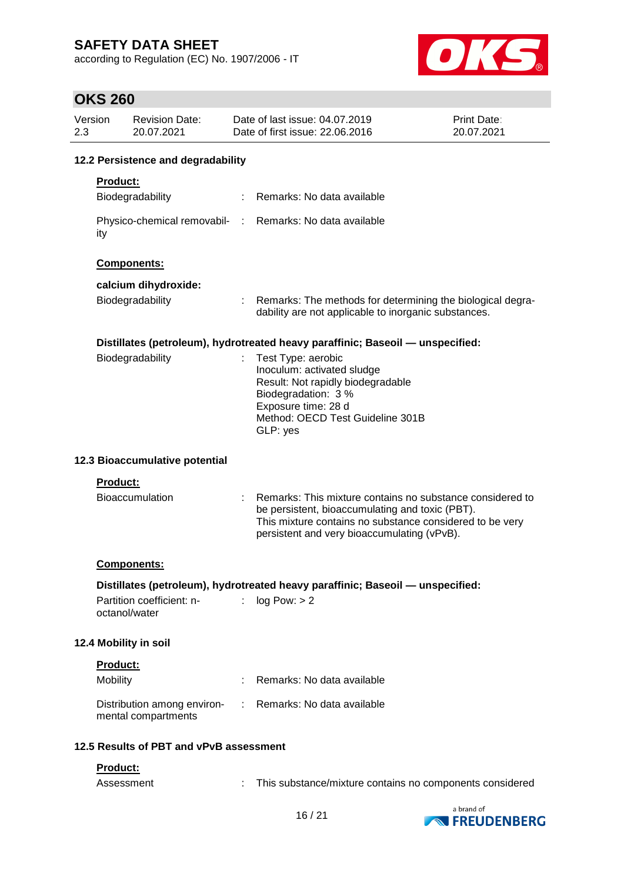### 12.2 Persistence and degradability

**Product:**

| | | |
|---|---|---|
| Biodegradability | : | Remarks: No data available |
| Physico-chemical removability | : | Remarks: No data available |

**Components:**

**calcium dihydroxide:**

| | | |
|---|---|---|
| Biodegradability | : | Remarks: The methods for determining the biological degradability are not applicable to inorganic substances. |

**Distillates (petroleum), hydrotreated heavy paraffinic; Baseoil — unspecified:**

| | | |
|---|---|---|
| Biodegradability | : | Test Type: aerobic<br>Inoculum: activated sludge<br>Result: Not rapidly biodegradable<br>Biodegradation: 3 %<br>Exposure time: 28 d<br>Method: OECD Test Guideline 301B<br>GLP: yes |

### 12.3 Bioaccumulative potential

**Product:**

| | | |
|---|---|---|
| Bioaccumulation | : | Remarks: This mixture contains no substance considered to be persistent, bioaccumulating and toxic (PBT).<br>This mixture contains no substance considered to be very persistent and very bioaccumulating (vPvB). |

**Components:**

**Distillates (petroleum), hydrotreated heavy paraffinic; Baseoil — unspecified:**

| | | |
|---|---|---|
| Partition coefficient: n-octanol/water | : | log Pow: > 2 |

### 12.4 Mobility in soil

**Product:**

| | | |
|---|---|---|
| Mobility | : | Remarks: No data available |
| Distribution among environmental compartments | : | Remarks: No data available |

### 12.5 Results of PBT and vPvB assessment

**Product:**

| | | |
|---|---|---|
| Assessment | : | This substance/mixture contains no components considered |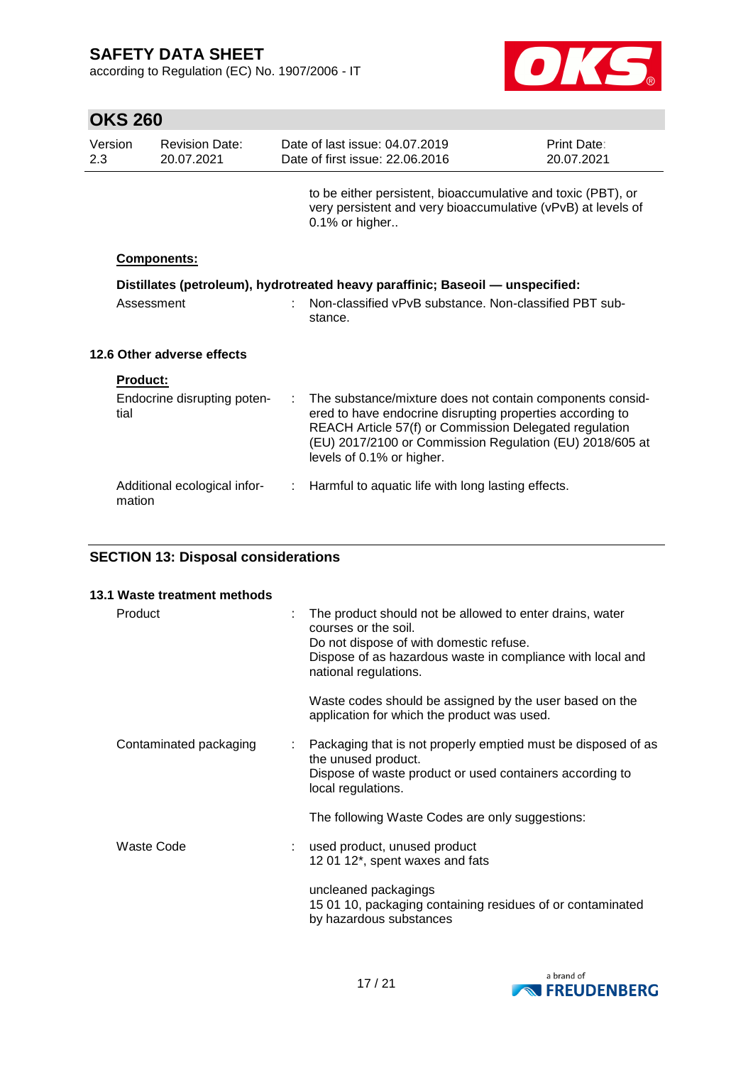to be either persistent, bioaccumulative and toxic (PBT), or very persistent and very bioaccumulative (vPvB) at levels of 0.1% or higher..

**Components:**

**Distillates (petroleum), hydrotreated heavy paraffinic; Baseoil — unspecified:**

| | | |
|---|---|---|
| Assessment | : | Non-classified vPvB substance. Non-classified PBT substance. |

### 12.6 Other adverse effects

**Product:**

| | | |
|---|---|---|
| Endocrine disrupting potential | : | The substance/mixture does not contain components considered to have endocrine disrupting properties according to REACH Article 57(f) or Commission Delegated regulation (EU) 2017/2100 or Commission Regulation (EU) 2018/605 at levels of 0.1% or higher. |
| Additional ecological information | : | Harmful to aquatic life with long lasting effects. |

## SECTION 13: Disposal considerations

### 13.1 Waste treatment methods

| | | |
|---|---|---|
| Product | : | The product should not be allowed to enter drains, water courses or the soil.<br>Do not dispose of with domestic refuse.<br>Dispose of as hazardous waste in compliance with local and national regulations.<br><br>Waste codes should be assigned by the user based on the application for which the product was used. |
| Contaminated packaging | : | Packaging that is not properly emptied must be disposed of as the unused product.<br>Dispose of waste product or used containers according to local regulations.<br><br>The following Waste Codes are only suggestions: |
| Waste Code | : | used product, unused product<br>12 01 12*, spent waxes and fats<br><br>uncleaned packagings<br>15 01 10, packaging containing residues of or contaminated by hazardous substances |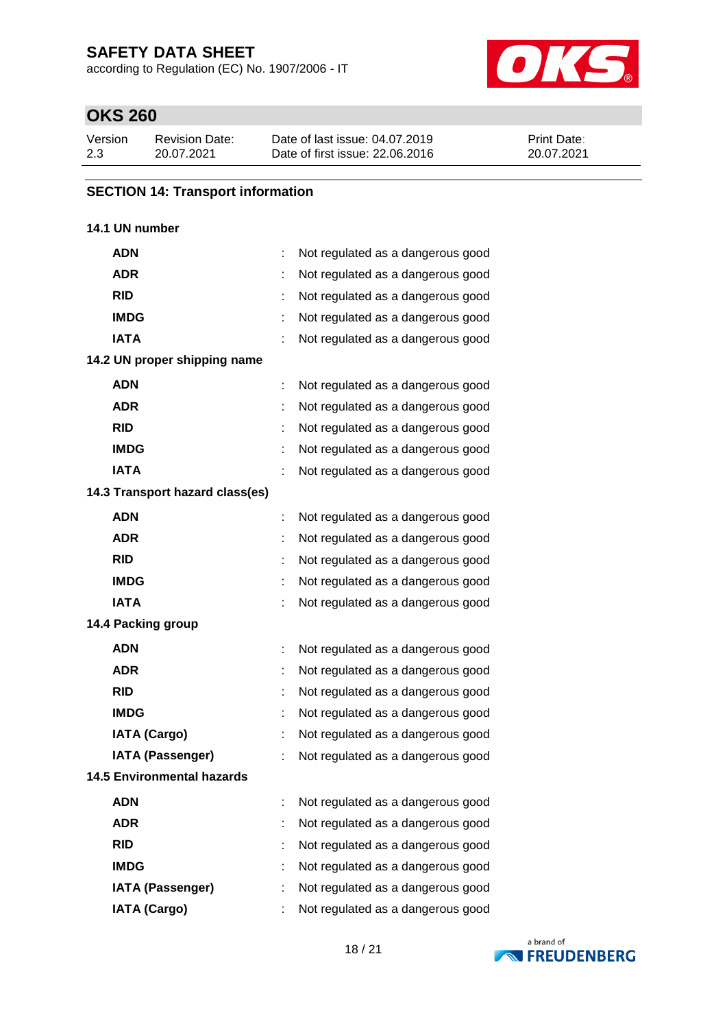## SECTION 14: Transport information

### 14.1 UN number

| | | |
|---|---|---|
| **ADN** | : | Not regulated as a dangerous good |
| **ADR** | : | Not regulated as a dangerous good |
| **RID** | : | Not regulated as a dangerous good |
| **IMDG** | : | Not regulated as a dangerous good |
| **IATA** | : | Not regulated as a dangerous good |

### 14.2 UN proper shipping name

| | | |
|---|---|---|
| **ADN** | : | Not regulated as a dangerous good |
| **ADR** | : | Not regulated as a dangerous good |
| **RID** | : | Not regulated as a dangerous good |
| **IMDG** | : | Not regulated as a dangerous good |
| **IATA** | : | Not regulated as a dangerous good |

### 14.3 Transport hazard class(es)

| | | |
|---|---|---|
| **ADN** | : | Not regulated as a dangerous good |
| **ADR** | : | Not regulated as a dangerous good |
| **RID** | : | Not regulated as a dangerous good |
| **IMDG** | : | Not regulated as a dangerous good |
| **IATA** | : | Not regulated as a dangerous good |

### 14.4 Packing group

| | | |
|---|---|---|
| **ADN** | : | Not regulated as a dangerous good |
| **ADR** | : | Not regulated as a dangerous good |
| **RID** | : | Not regulated as a dangerous good |
| **IMDG** | : | Not regulated as a dangerous good |
| **IATA (Cargo)** | : | Not regulated as a dangerous good |
| **IATA (Passenger)** | : | Not regulated as a dangerous good |

### 14.5 Environmental hazards

| | | |
|---|---|---|
| **ADN** | : | Not regulated as a dangerous good |
| **ADR** | : | Not regulated as a dangerous good |
| **RID** | : | Not regulated as a dangerous good |
| **IMDG** | : | Not regulated as a dangerous good |
| **IATA (Passenger)** | : | Not regulated as a dangerous good |
| **IATA (Cargo)** | : | Not regulated as a dangerous good |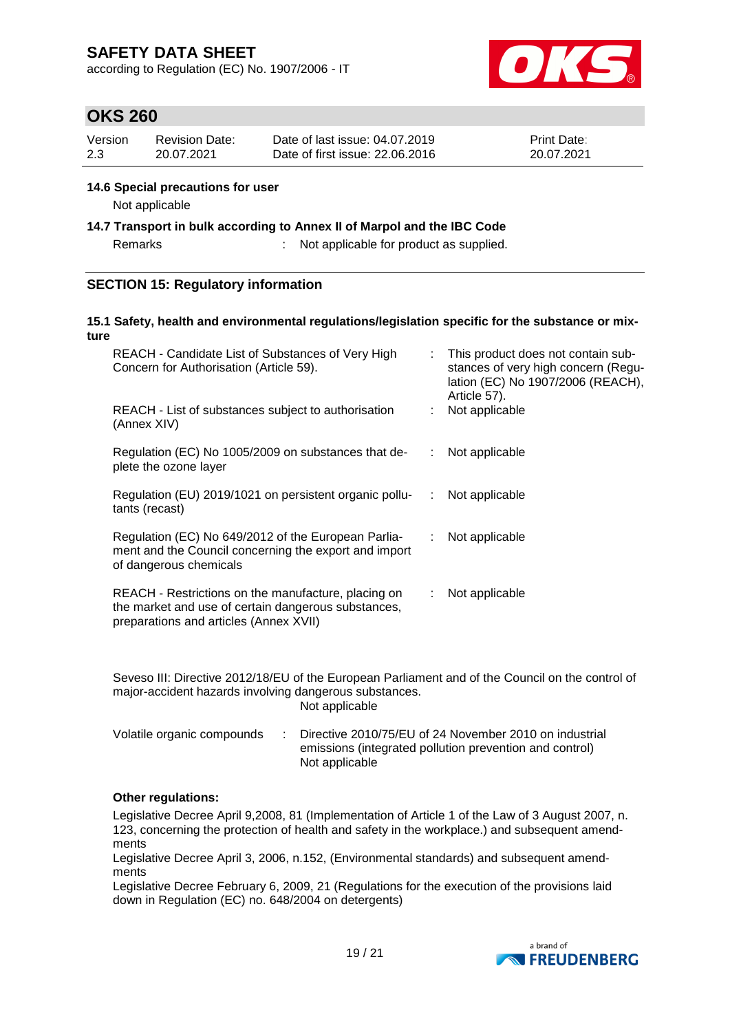### 14.6 Special precautions for user

Not applicable

### 14.7 Transport in bulk according to Annex II of Marpol and the IBC Code

Remarks : Not applicable for product as supplied.

## SECTION 15: Regulatory information

### 15.1 Safety, health and environmental regulations/legislation specific for the substance or mixture

| | |
|---|---|
| REACH - Candidate List of Substances of Very High Concern for Authorisation (Article 59). | : This product does not contain substances of very high concern (Regulation (EC) No 1907/2006 (REACH), Article 57). |
| REACH - List of substances subject to authorisation (Annex XIV) | : Not applicable |
| Regulation (EC) No 1005/2009 on substances that deplete the ozone layer | : Not applicable |
| Regulation (EU) 2019/1021 on persistent organic pollutants (recast) | : Not applicable |
| Regulation (EC) No 649/2012 of the European Parliament and the Council concerning the export and import of dangerous chemicals | : Not applicable |
| REACH - Restrictions on the manufacture, placing on the market and use of certain dangerous substances, preparations and articles (Annex XVII) | : Not applicable |

Seveso III: Directive 2012/18/EU of the European Parliament and of the Council on the control of major-accident hazards involving dangerous substances.
Not applicable

Volatile organic compounds : Directive 2010/75/EU of 24 November 2010 on industrial emissions (integrated pollution prevention and control)
Not applicable

**Other regulations:**

Legislative Decree April 9,2008, 81 (Implementation of Article 1 of the Law of 3 August 2007, n. 123, concerning the protection of health and safety in the workplace.) and subsequent amendments

Legislative Decree April 3, 2006, n.152, (Environmental standards) and subsequent amendments

Legislative Decree February 6, 2009, 21 (Regulations for the execution of the provisions laid down in Regulation (EC) no. 648/2004 on detergents)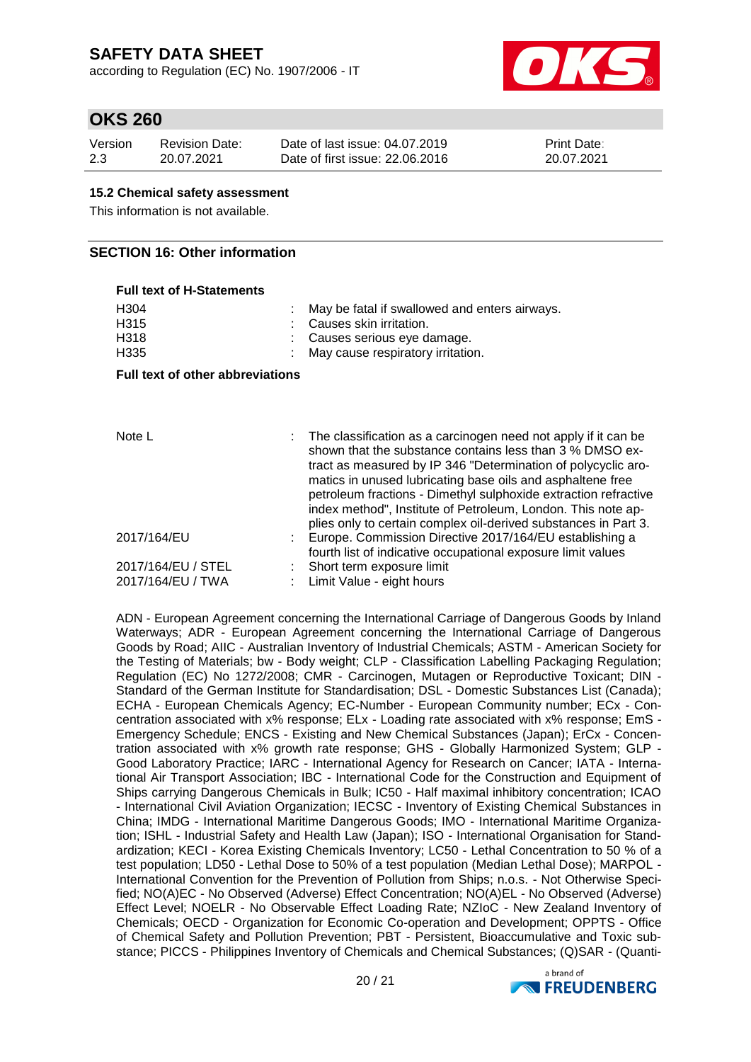### 15.2 Chemical safety assessment

This information is not available.

## SECTION 16: Other information

**Full text of H-Statements**

| | |
|---|---|
| H304 | May be fatal if swallowed and enters airways. |
| H315 | Causes skin irritation. |
| H318 | Causes serious eye damage. |
| H335 | May cause respiratory irritation. |

**Full text of other abbreviations**

| | |
|---|---|
| Note L | The classification as a carcinogen need not apply if it can be shown that the substance contains less than 3 % DMSO extract as measured by IP 346 "Determination of polycyclic aromatics in unused lubricating base oils and asphaltene free petroleum fractions - Dimethyl sulphoxide extraction refractive index method", Institute of Petroleum, London. This note applies only to certain complex oil-derived substances in Part 3. |
| 2017/164/EU | Europe. Commission Directive 2017/164/EU establishing a fourth list of indicative occupational exposure limit values |
| 2017/164/EU / STEL | Short term exposure limit |
| 2017/164/EU / TWA | Limit Value - eight hours |

ADN - European Agreement concerning the International Carriage of Dangerous Goods by Inland Waterways; ADR - European Agreement concerning the International Carriage of Dangerous Goods by Road; AIIC - Australian Inventory of Industrial Chemicals; ASTM - American Society for the Testing of Materials; bw - Body weight; CLP - Classification Labelling Packaging Regulation; Regulation (EC) No 1272/2008; CMR - Carcinogen, Mutagen or Reproductive Toxicant; DIN - Standard of the German Institute for Standardisation; DSL - Domestic Substances List (Canada); ECHA - European Chemicals Agency; EC-Number - European Community number; ECx - Concentration associated with x% response; ELx - Loading rate associated with x% response; EmS - Emergency Schedule; ENCS - Existing and New Chemical Substances (Japan); ErCx - Concentration associated with x% growth rate response; GHS - Globally Harmonized System; GLP - Good Laboratory Practice; IARC - International Agency for Research on Cancer; IATA - International Air Transport Association; IBC - International Code for the Construction and Equipment of Ships carrying Dangerous Chemicals in Bulk; IC50 - Half maximal inhibitory concentration; ICAO - International Civil Aviation Organization; IECSC - Inventory of Existing Chemical Substances in China; IMDG - International Maritime Dangerous Goods; IMO - International Maritime Organization; ISHL - Industrial Safety and Health Law (Japan); ISO - International Organisation for Standardization; KECI - Korea Existing Chemicals Inventory; LC50 - Lethal Concentration to 50 % of a test population; LD50 - Lethal Dose to 50% of a test population (Median Lethal Dose); MARPOL - International Convention for the Prevention of Pollution from Ships; n.o.s. - Not Otherwise Specified; NO(A)EC - No Observed (Adverse) Effect Concentration; NO(A)EL - No Observed (Adverse) Effect Level; NOELR - No Observable Effect Loading Rate; NZIoC - New Zealand Inventory of Chemicals; OECD - Organization for Economic Co-operation and Development; OPPTS - Office of Chemical Safety and Pollution Prevention; PBT - Persistent, Bioaccumulative and Toxic substance; PICCS - Philippines Inventory of Chemicals and Chemical Substances; (Q)SAR - (Quanti-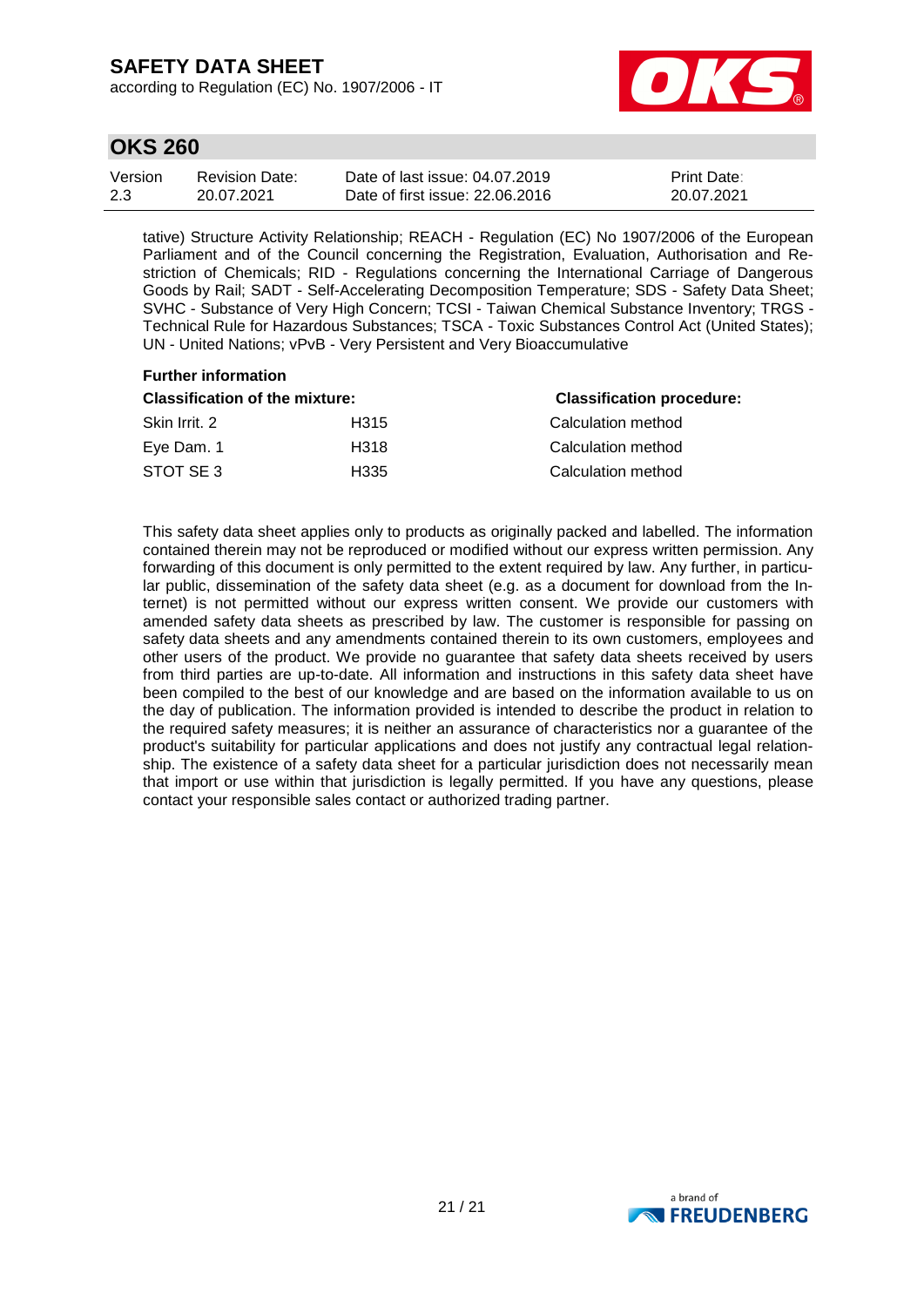tative) Structure Activity Relationship; REACH - Regulation (EC) No 1907/2006 of the European Parliament and of the Council concerning the Registration, Evaluation, Authorisation and Restriction of Chemicals; RID - Regulations concerning the International Carriage of Dangerous Goods by Rail; SADT - Self-Accelerating Decomposition Temperature; SDS - Safety Data Sheet; SVHC - Substance of Very High Concern; TCSI - Taiwan Chemical Substance Inventory; TRGS - Technical Rule for Hazardous Substances; TSCA - Toxic Substances Control Act (United States); UN - United Nations; vPvB - Very Persistent and Very Bioaccumulative

**Further information**

| Classification of the mixture: | | Classification procedure: |
|---|---|---|
| Skin Irrit. 2 | H315 | Calculation method |
| Eye Dam. 1 | H318 | Calculation method |
| STOT SE 3 | H335 | Calculation method |

This safety data sheet applies only to products as originally packed and labelled. The information contained therein may not be reproduced or modified without our express written permission. Any forwarding of this document is only permitted to the extent required by law. Any further, in particular public, dissemination of the safety data sheet (e.g. as a document for download from the Internet) is not permitted without our express written consent. We provide our customers with amended safety data sheets as prescribed by law. The customer is responsible for passing on safety data sheets and any amendments contained therein to its own customers, employees and other users of the product. We provide no guarantee that safety data sheets received by users from third parties are up-to-date. All information and instructions in this safety data sheet have been compiled to the best of our knowledge and are based on the information available to us on the day of publication. The information provided is intended to describe the product in relation to the required safety measures; it is neither an assurance of characteristics nor a guarantee of the product's suitability for particular applications and does not justify any contractual legal relationship. The existence of a safety data sheet for a particular jurisdiction does not necessarily mean that import or use within that jurisdiction is legally permitted. If you have any questions, please contact your responsible sales contact or authorized trading partner.